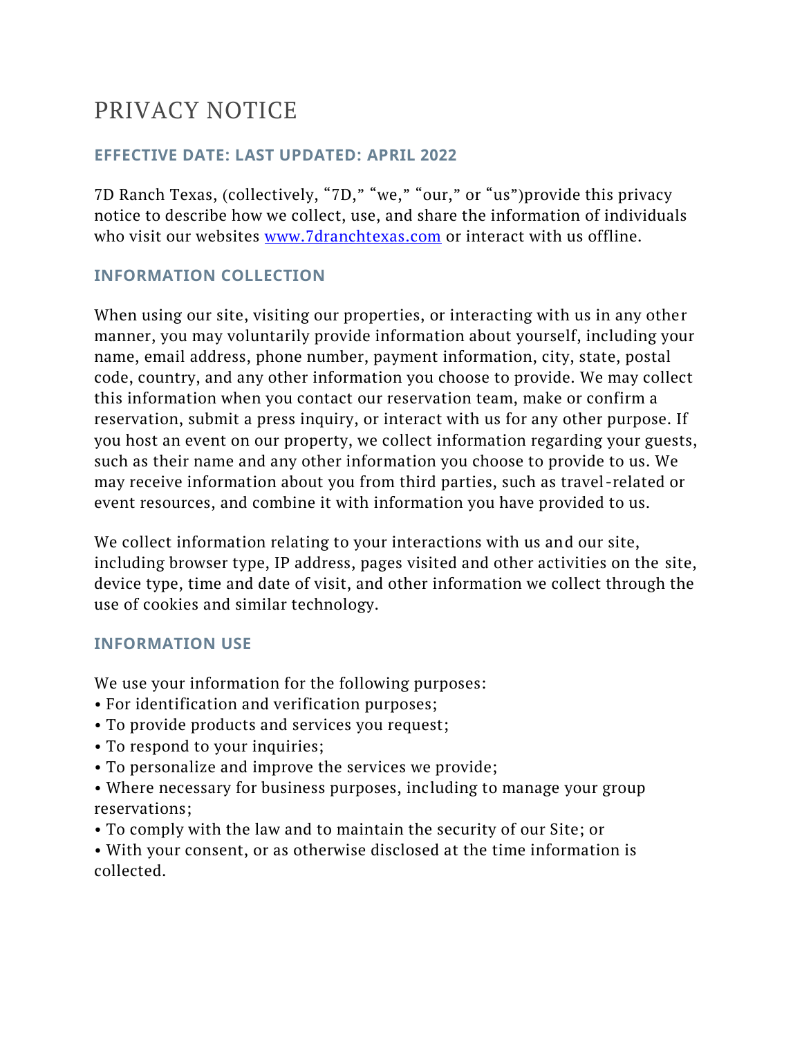# PRIVACY NOTICE

## EFFECTIVE DATE: LAST UPDATED: APRIL 2022

7D Ranch Texas, (collectively, "7D," "we," "our," or "us")provide this privacy notice to describe how we collect, use, and share the information of individuals who visit our websites [www.7dranchtexas.com](http://www.7dranchtexas.com) or interact with us offline.

## INFORMATION COLLECTION

When using our site, visiting our properties, or interacting with us in any other manner, you may voluntarily provide information about yourself, including your name, email address, phone number, payment information, city, state, postal code, country, and any other information you choose to provide. We may collect this information when you contact our reservation team, make or confirm a reservation, submit a press inquiry, or interact with us for any other purpose. If you host an event on our property, we collect information regarding your guests, such as their name and any other information you choose to provide to us. We may receive information about you from third parties, such as travel-related or event resources, and combine it with information you have provided to us.

We collect information relating to your interactions with us and our site, including browser type, IP address, pages visited and other activities on the site, device type, time and date of visit, and other information we collect through the use of cookies and similar technology.

## INFORMATION USE

We use your information for the following purposes:

- For identification and verification purposes;
- To provide products and services you request;
- To respond to your inquiries;
- To personalize and improve the services we provide;
- Where necessary for business purposes, including to manage your group reservations;
- To comply with the law and to maintain the security of our Site; or
- With your consent, or as otherwise disclosed at the time information is collected.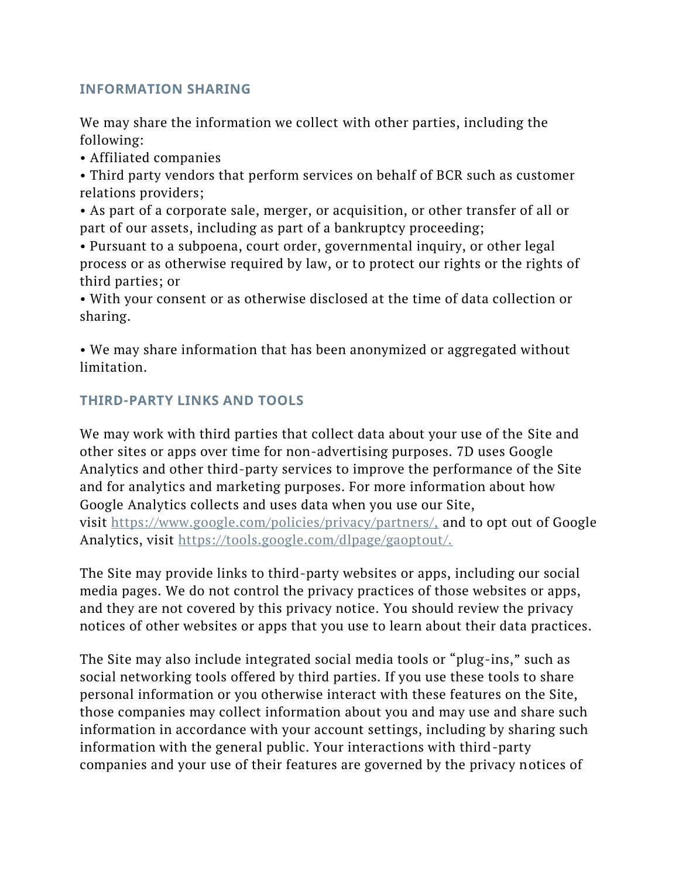## INFORMATION SHARING

We may share the information we collect with other parties, including the following:

- Affiliated companies
- Third party vendors that perform services on behalf of BCR such as customer relations providers;
- As part of a corporate sale, merger, or acquisition, or other transfer of all or part of our assets, including as part of a bankruptcy proceeding;
- Pursuant to a subpoena, court order, governmental inquiry, or other legal process or as otherwise required by law, or to protect our rights or the rights of third parties; or
- With your consent or as otherwise disclosed at the time of data collection or sharing.

- We may share information that has been anonymized or aggregated without limitation.

## THIRD-PARTY LINKS AND TOOLS

We may work with third parties that collect data about your use of the Site and other sites or apps over time for non-advertising purposes. 7D uses Google Analytics and other third-party services to improve the performance of the Site and for analytics and marketing purposes. For more information about how Google Analytics collects and uses data when you use our Site, visit https://www.google.com/policies/privacy/partners/, and to opt out of Google Analytics, visit https://tools.google.com/dlpage/gaoptout/.

The Site may provide links to third-party websites or apps, including our social media pages. We do not control the privacy practices of those websites or apps, and they are not covered by this privacy notice. You should review the privacy notices of other websites or apps that you use to learn about their data practices.

The Site may also include integrated social media tools or "plug-ins," such as social networking tools offered by third parties. If you use these tools to share personal information or you otherwise interact with these features on the Site, those companies may collect information about you and may use and share such information in accordance with your account settings, including by sharing such information with the general public. Your interactions with third-party companies and your use of their features are governed by the privacy notices of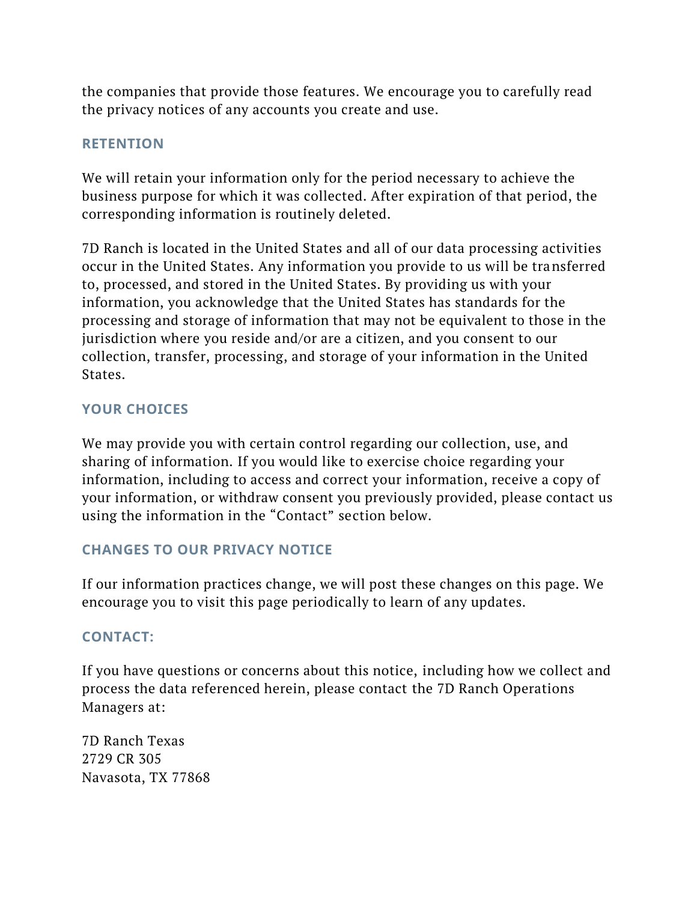the companies that provide those features. We encourage you to carefully read the privacy notices of any accounts you create and use.

## RETENTION

We will retain your information only for the period necessary to achieve the business purpose for which it was collected. After expiration of that period, the corresponding information is routinely deleted.

7D Ranch is located in the United States and all of our data processing activities occur in the United States. Any information you provide to us will be transferred to, processed, and stored in the United States. By providing us with your information, you acknowledge that the United States has standards for the processing and storage of information that may not be equivalent to those in the jurisdiction where you reside and/or are a citizen, and you consent to our collection, transfer, processing, and storage of your information in the United States.

## YOUR CHOICES

We may provide you with certain control regarding our collection, use, and sharing of information. If you would like to exercise choice regarding your information, including to access and correct your information, receive a copy of your information, or withdraw consent you previously provided, please contact us using the information in the "Contact" section below.

## CHANGES TO OUR PRIVACY NOTICE

If our information practices change, we will post these changes on this page. We encourage you to visit this page periodically to learn of any updates.

## CONTACT:

If you have questions or concerns about this notice, including how we collect and process the data referenced herein, please contact the 7D Ranch Operations Managers at:

7D Ranch Texas
2729 CR 305
Navasota, TX 77868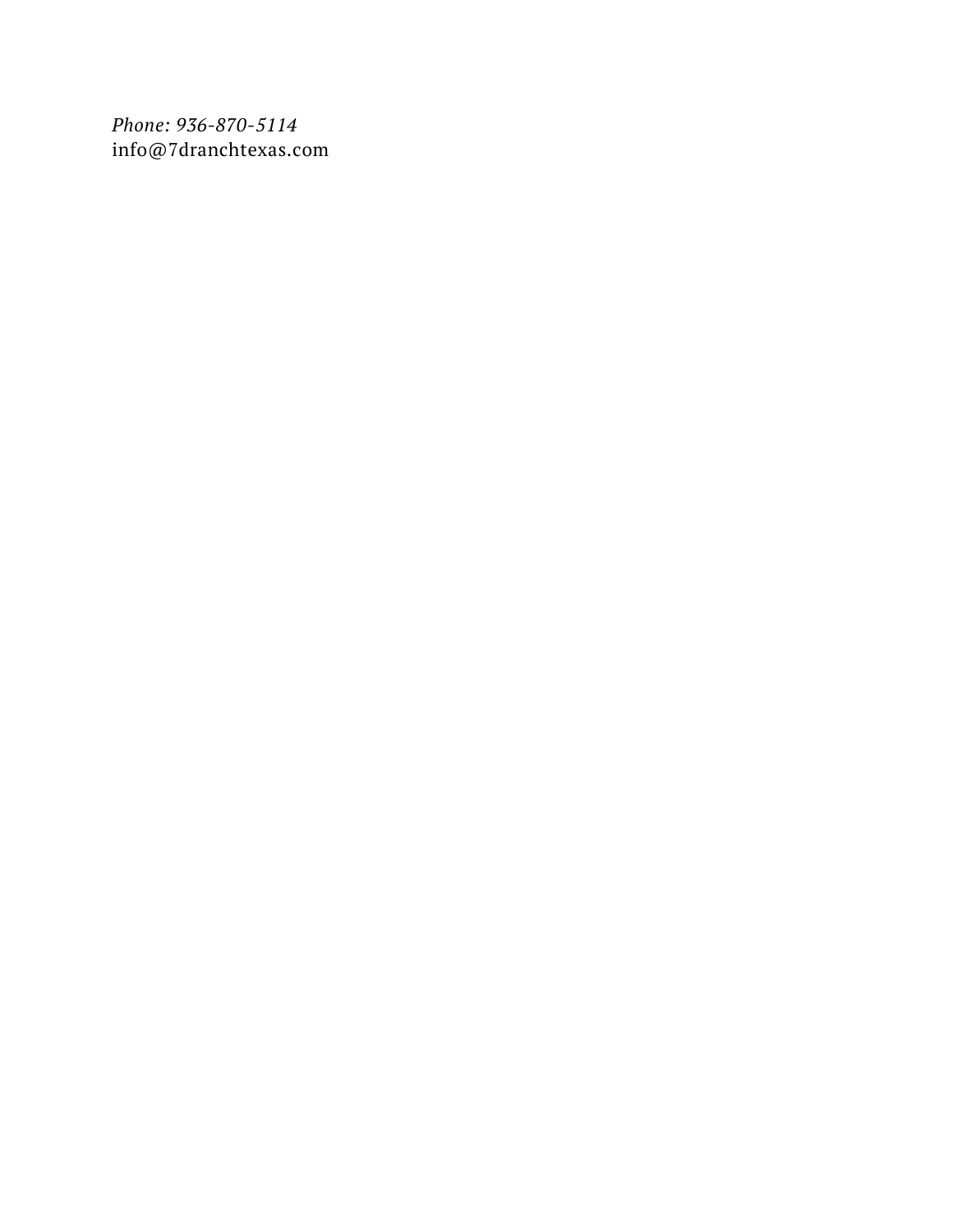*Phone: 936-870-5114*
info@7dranchtexas.com